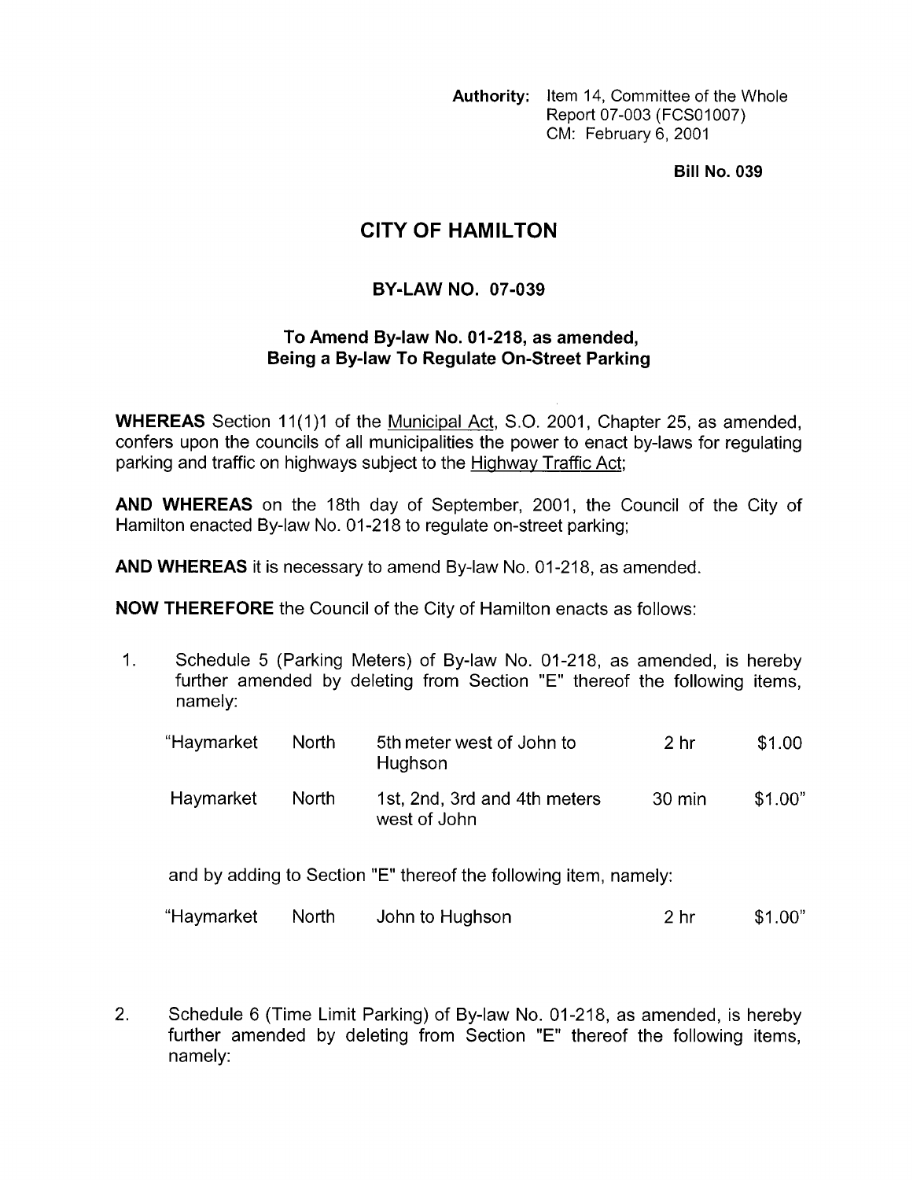**Authority:** Item 14, Committee of the Whole
Report 07-003 (FCS01007)
CM: February 6, 2001

**Bill No. 039**

# CITY OF HAMILTON

## BY-LAW NO. 07-039

### To Amend By-law No. 01-218, as amended, Being a By-law To Regulate On-Street Parking

**WHEREAS** Section 11(1)1 of the Municipal Act, S.O. 2001, Chapter 25, as amended, confers upon the councils of all municipalities the power to enact by-laws for regulating parking and traffic on highways subject to the Highway Traffic Act;

**AND WHEREAS** on the 18th day of September, 2001, the Council of the City of Hamilton enacted By-law No. 01-218 to regulate on-street parking;

**AND WHEREAS** it is necessary to amend By-law No. 01-218, as amended.

**NOW THEREFORE** the Council of the City of Hamilton enacts as follows:

1. Schedule 5 (Parking Meters) of By-law No. 01-218, as amended, is hereby further amended by deleting from Section "E" thereof the following items, namely:

| | | | | |
|---|---|---|---|---|
| "Haymarket | North | 5th meter west of John to Hughson | 2 hr | $1.00 |
| Haymarket | North | 1st, 2nd, 3rd and 4th meters west of John | 30 min | $1.00" |

   and by adding to Section "E" thereof the following item, namely:

| | | | | |
|---|---|---|---|---|
| "Haymarket | North | John to Hughson | 2 hr | $1.00" |

2. Schedule 6 (Time Limit Parking) of By-law No. 01-218, as amended, is hereby further amended by deleting from Section "E" thereof the following items, namely: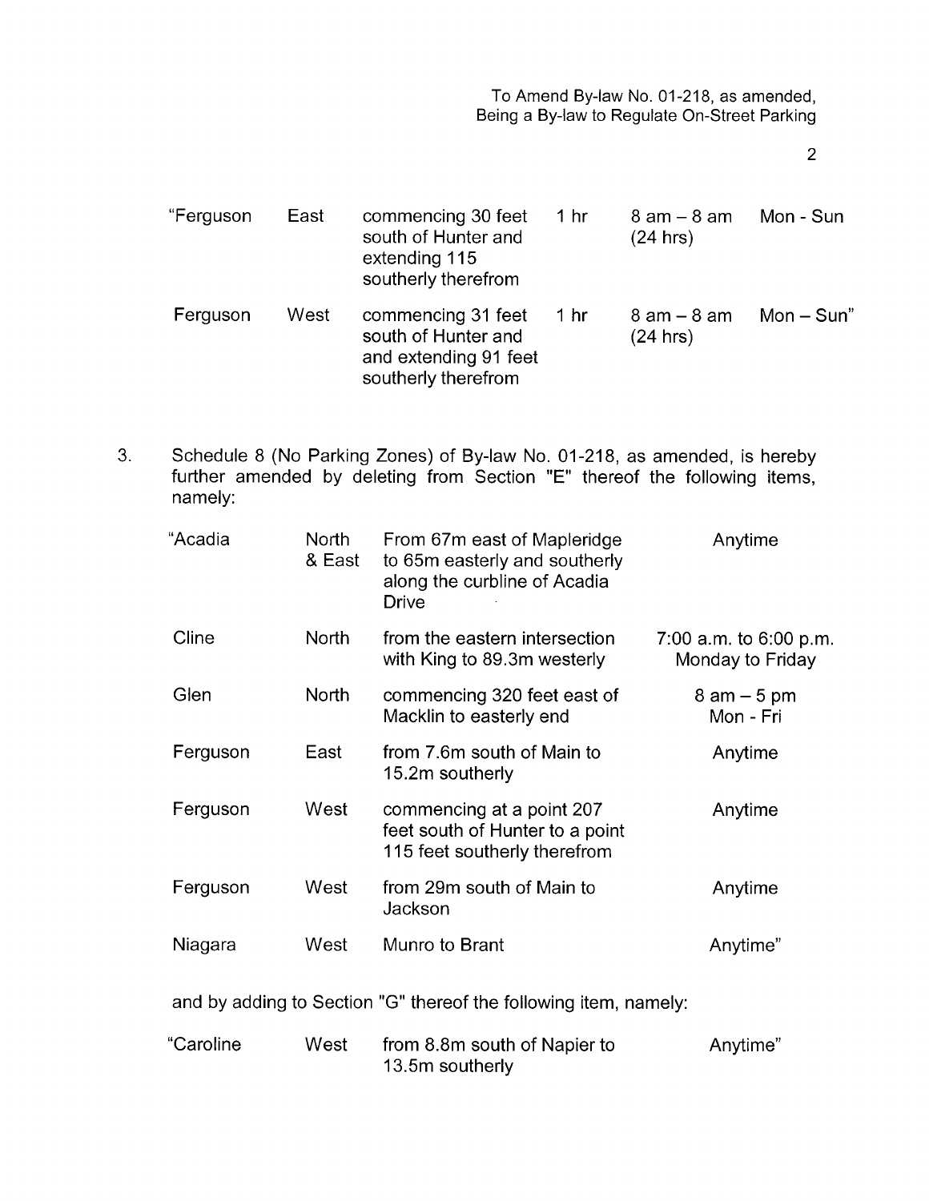| “Ferguson | East | commencing 30 feet south of Hunter and extending 115 southerly therefrom | 1 hr | 8 am – 8 am (24 hrs) | Mon - Sun |
|---|---|---|---|---|---|
| Ferguson | West | commencing 31 feet south of Hunter and and extending 91 feet southerly therefrom | 1 hr | 8 am – 8 am (24 hrs) | Mon – Sun” |

3. Schedule 8 (No Parking Zones) of By-law No. 01-218, as amended, is hereby further amended by deleting from Section "E" thereof the following items, namely:

| “Acadia | North & East | From 67m east of Mapleridge to 65m easterly and southerly along the curbline of Acadia Drive | Anytime |
|---|---|---|---|
| Cline | North | from the eastern intersection with King to 89.3m westerly | 7:00 a.m. to 6:00 p.m. Monday to Friday |
| Glen | North | commencing 320 feet east of Macklin to easterly end | 8 am – 5 pm Mon - Fri |
| Ferguson | East | from 7.6m south of Main to 15.2m southerly | Anytime |
| Ferguson | West | commencing at a point 207 feet south of Hunter to a point 115 feet southerly therefrom | Anytime |
| Ferguson | West | from 29m south of Main to Jackson | Anytime |
| Niagara | West | Munro to Brant | Anytime” |

and by adding to Section "G" thereof the following item, namely:

| “Caroline | West | from 8.8m south of Napier to 13.5m southerly | Anytime” |
|---|---|---|---|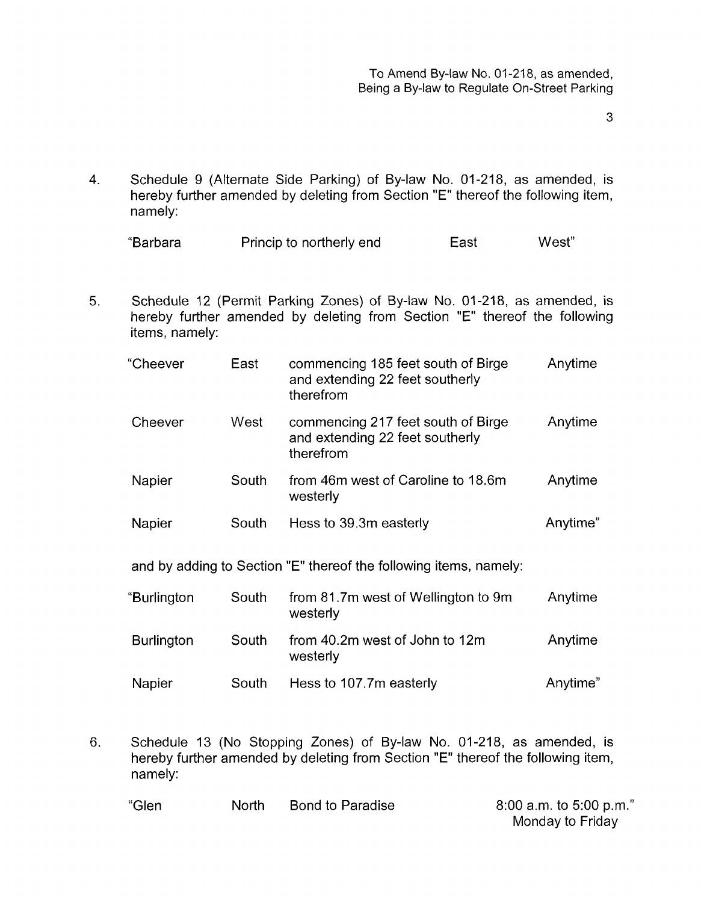4. Schedule 9 (Alternate Side Parking) of By-law No. 01-218, as amended, is hereby further amended by deleting from Section "E" thereof the following item, namely:

| | | | |
|---|---|---|---|
| "Barbara | Princip to northerly end | East | West" |

5. Schedule 12 (Permit Parking Zones) of By-law No. 01-218, as amended, is hereby further amended by deleting from Section "E" thereof the following items, namely:

| | | | |
|---|---|---|---|
| "Cheever | East | commencing 185 feet south of Birge and extending 22 feet southerly therefrom | Anytime |
| Cheever | West | commencing 217 feet south of Birge and extending 22 feet southerly therefrom | Anytime |
| Napier | South | from 46m west of Caroline to 18.6m westerly | Anytime |
| Napier | South | Hess to 39.3m easterly | Anytime" |

and by adding to Section "E" thereof the following items, namely:

| | | | |
|---|---|---|---|
| "Burlington | South | from 81.7m west of Wellington to 9m westerly | Anytime |
| Burlington | South | from 40.2m west of John to 12m westerly | Anytime |
| Napier | South | Hess to 107.7m easterly | Anytime" |

6. Schedule 13 (No Stopping Zones) of By-law No. 01-218, as amended, is hereby further amended by deleting from Section "E" thereof the following item, namely:

| | | | |
|---|---|---|---|
| "Glen | North | Bond to Paradise | 8:00 a.m. to 5:00 p.m." Monday to Friday |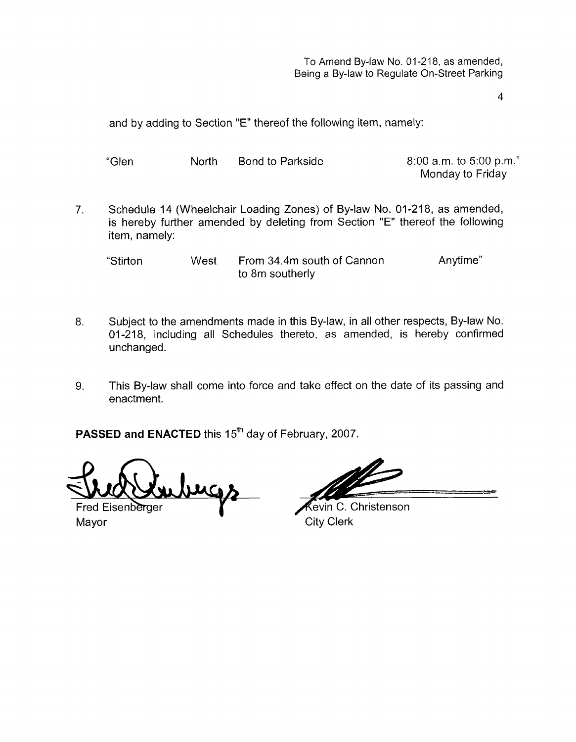and by adding to Section "E" thereof the following item, namely:

| | | | |
|---|---|---|---|
| "Glen | North | Bond to Parkside | 8:00 a.m. to 5:00 p.m." Monday to Friday |

7. Schedule 14 (Wheelchair Loading Zones) of By-law No. 01-218, as amended, is hereby further amended by deleting from Section "E" thereof the following item, namely:

| | | | |
|---|---|---|---|
| "Stirton | West | From 34.4m south of Cannon to 8m southerly | Anytime" |

8. Subject to the amendments made in this By-law, in all other respects, By-law No. 01-218, including all Schedules thereto, as amended, is hereby confirmed unchanged.

9. This By-law shall come into force and take effect on the date of its passing and enactment.

**PASSED and ENACTED** this 15th day of February, 2007.

Fred Eisenberger
Mayor

Kevin C. Christenson
City Clerk